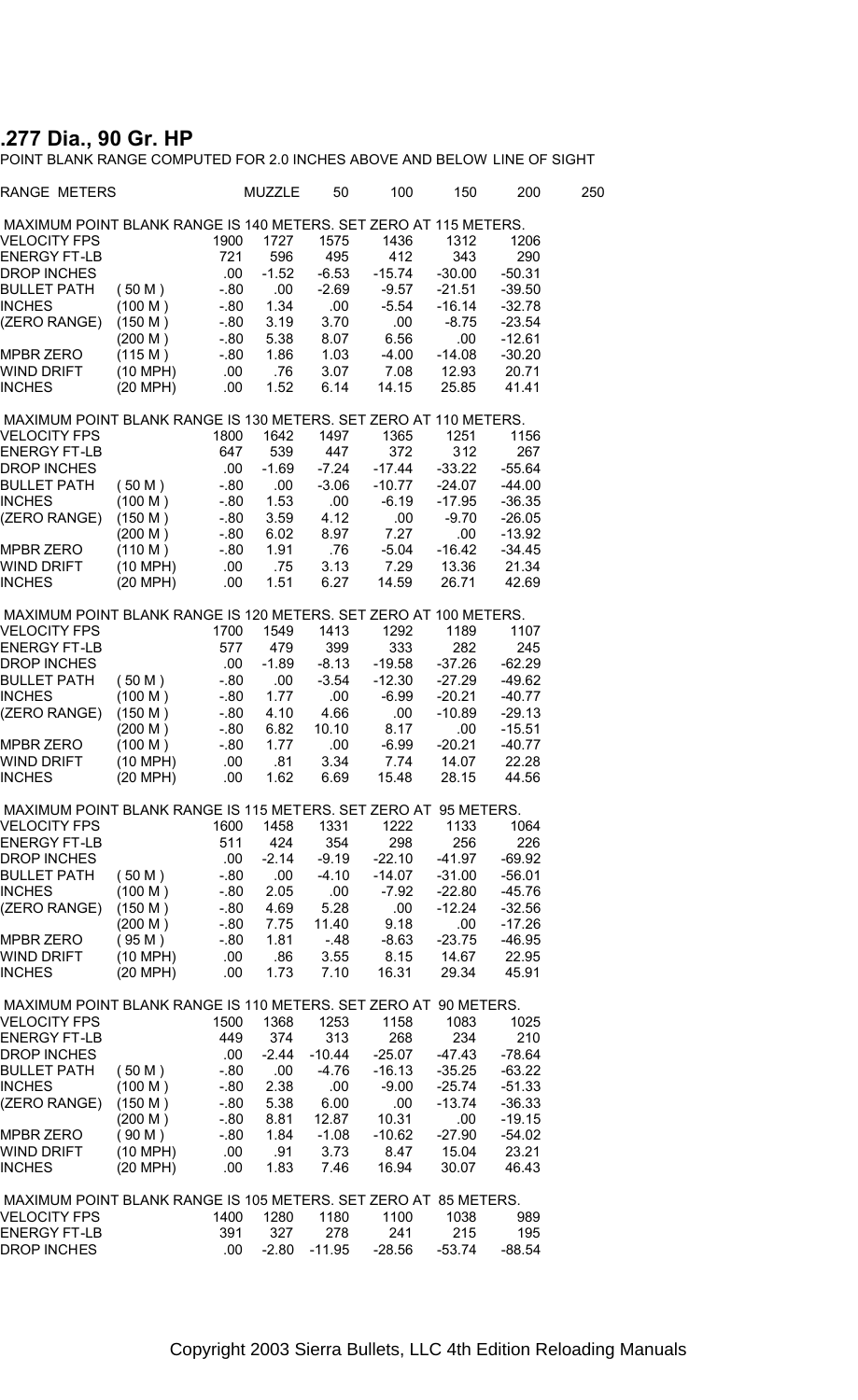# .277 Dia., 90 Gr. HP

POINT BLANK RANGE COMPUTED FOR 2.0 INCHES ABOVE AND BELOW LINE OF SIGHT

| RANGE METERS | | MUZZLE | 50 | 100 | 150 | 200 | 250 |
|---|---|---|---|---|---|---|---|
| MAXIMUM POINT BLANK RANGE IS 140 METERS. SET ZERO AT 115 METERS. | | | | | | | |
| VELOCITY FPS | | 1900 | 1727 | 1575 | 1436 | 1312 | 1206 |
| ENERGY FT-LB | | 721 | 596 | 495 | 412 | 343 | 290 |
| DROP INCHES | | .00 | -1.52 | -6.53 | -15.74 | -30.00 | -50.31 |
| BULLET PATH | ( 50 M ) | -.80 | .00 | -2.69 | -9.57 | -21.51 | -39.50 |
| INCHES | (100 M ) | -.80 | 1.34 | .00 | -5.54 | -16.14 | -32.78 |
| (ZERO RANGE) | (150 M ) | -.80 | 3.19 | 3.70 | .00 | -8.75 | -23.54 |
| | (200 M ) | -.80 | 5.38 | 8.07 | 6.56 | .00 | -12.61 |
| MPBR ZERO | (115 M ) | -.80 | 1.86 | 1.03 | -4.00 | -14.08 | -30.20 |
| WIND DRIFT | (10 MPH) | .00 | .76 | 3.07 | 7.08 | 12.93 | 20.71 |
| INCHES | (20 MPH) | .00 | 1.52 | 6.14 | 14.15 | 25.85 | 41.41 |
| MAXIMUM POINT BLANK RANGE IS 130 METERS. SET ZERO AT 110 METERS. | | | | | | | |
| VELOCITY FPS | | 1800 | 1642 | 1497 | 1365 | 1251 | 1156 |
| ENERGY FT-LB | | 647 | 539 | 447 | 372 | 312 | 267 |
| DROP INCHES | | .00 | -1.69 | -7.24 | -17.44 | -33.22 | -55.64 |
| BULLET PATH | ( 50 M ) | -.80 | .00 | -3.06 | -10.77 | -24.07 | -44.00 |
| INCHES | (100 M ) | -.80 | 1.53 | .00 | -6.19 | -17.95 | -36.35 |
| (ZERO RANGE) | (150 M ) | -.80 | 3.59 | 4.12 | .00 | -9.70 | -26.05 |
| | (200 M ) | -.80 | 6.02 | 8.97 | 7.27 | .00 | -13.92 |
| MPBR ZERO | (110 M ) | -.80 | 1.91 | .76 | -5.04 | -16.42 | -34.45 |
| WIND DRIFT | (10 MPH) | .00 | .75 | 3.13 | 7.29 | 13.36 | 21.34 |
| INCHES | (20 MPH) | .00 | 1.51 | 6.27 | 14.59 | 26.71 | 42.69 |
| MAXIMUM POINT BLANK RANGE IS 120 METERS. SET ZERO AT 100 METERS. | | | | | | | |
| VELOCITY FPS | | 1700 | 1549 | 1413 | 1292 | 1189 | 1107 |
| ENERGY FT-LB | | 577 | 479 | 399 | 333 | 282 | 245 |
| DROP INCHES | | .00 | -1.89 | -8.13 | -19.58 | -37.26 | -62.29 |
| BULLET PATH | ( 50 M ) | -.80 | .00 | -3.54 | -12.30 | -27.29 | -49.62 |
| INCHES | (100 M ) | -.80 | 1.77 | .00 | -6.99 | -20.21 | -40.77 |
| (ZERO RANGE) | (150 M ) | -.80 | 4.10 | 4.66 | .00 | -10.89 | -29.13 |
| | (200 M ) | -.80 | 6.82 | 10.10 | 8.17 | .00 | -15.51 |
| MPBR ZERO | (100 M ) | -.80 | 1.77 | .00 | -6.99 | -20.21 | -40.77 |
| WIND DRIFT | (10 MPH) | .00 | .81 | 3.34 | 7.74 | 14.07 | 22.28 |
| INCHES | (20 MPH) | .00 | 1.62 | 6.69 | 15.48 | 28.15 | 44.56 |
| MAXIMUM POINT BLANK RANGE IS 115 METERS. SET ZERO AT 95 METERS. | | | | | | | |
| VELOCITY FPS | | 1600 | 1458 | 1331 | 1222 | 1133 | 1064 |
| ENERGY FT-LB | | 511 | 424 | 354 | 298 | 256 | 226 |
| DROP INCHES | | .00 | -2.14 | -9.19 | -22.10 | -41.97 | -69.92 |
| BULLET PATH | ( 50 M ) | -.80 | .00 | -4.10 | -14.07 | -31.00 | -56.01 |
| INCHES | (100 M ) | -.80 | 2.05 | .00 | -7.92 | -22.80 | -45.76 |
| (ZERO RANGE) | (150 M ) | -.80 | 4.69 | 5.28 | .00 | -12.24 | -32.56 |
| | (200 M ) | -.80 | 7.75 | 11.40 | 9.18 | .00 | -17.26 |
| MPBR ZERO | ( 95 M ) | -.80 | 1.81 | -.48 | -8.63 | -23.75 | -46.95 |
| WIND DRIFT | (10 MPH) | .00 | .86 | 3.55 | 8.15 | 14.67 | 22.95 |
| INCHES | (20 MPH) | .00 | 1.73 | 7.10 | 16.31 | 29.34 | 45.91 |
| MAXIMUM POINT BLANK RANGE IS 110 METERS. SET ZERO AT 90 METERS. | | | | | | | |
| VELOCITY FPS | | 1500 | 1368 | 1253 | 1158 | 1083 | 1025 |
| ENERGY FT-LB | | 449 | 374 | 313 | 268 | 234 | 210 |
| DROP INCHES | | .00 | -2.44 | -10.44 | -25.07 | -47.43 | -78.64 |
| BULLET PATH | ( 50 M ) | -.80 | .00 | -4.76 | -16.13 | -35.25 | -63.22 |
| INCHES | (100 M ) | -.80 | 2.38 | .00 | -9.00 | -25.74 | -51.33 |
| (ZERO RANGE) | (150 M ) | -.80 | 5.38 | 6.00 | .00 | -13.74 | -36.33 |
| | (200 M ) | -.80 | 8.81 | 12.87 | 10.31 | .00 | -19.15 |
| MPBR ZERO | ( 90 M ) | -.80 | 1.84 | -1.08 | -10.62 | -27.90 | -54.02 |
| WIND DRIFT | (10 MPH) | .00 | .91 | 3.73 | 8.47 | 15.04 | 23.21 |
| INCHES | (20 MPH) | .00 | 1.83 | 7.46 | 16.94 | 30.07 | 46.43 |
| MAXIMUM POINT BLANK RANGE IS 105 METERS. SET ZERO AT 85 METERS. | | | | | | | |
| VELOCITY FPS | | 1400 | 1280 | 1180 | 1100 | 1038 | 989 |
| ENERGY FT-LB | | 391 | 327 | 278 | 241 | 215 | 195 |
| DROP INCHES | | .00 | -2.80 | -11.95 | -28.56 | -53.74 | -88.54 |

Copyright 2003 Sierra Bullets, LLC 4th Edition Reloading Manuals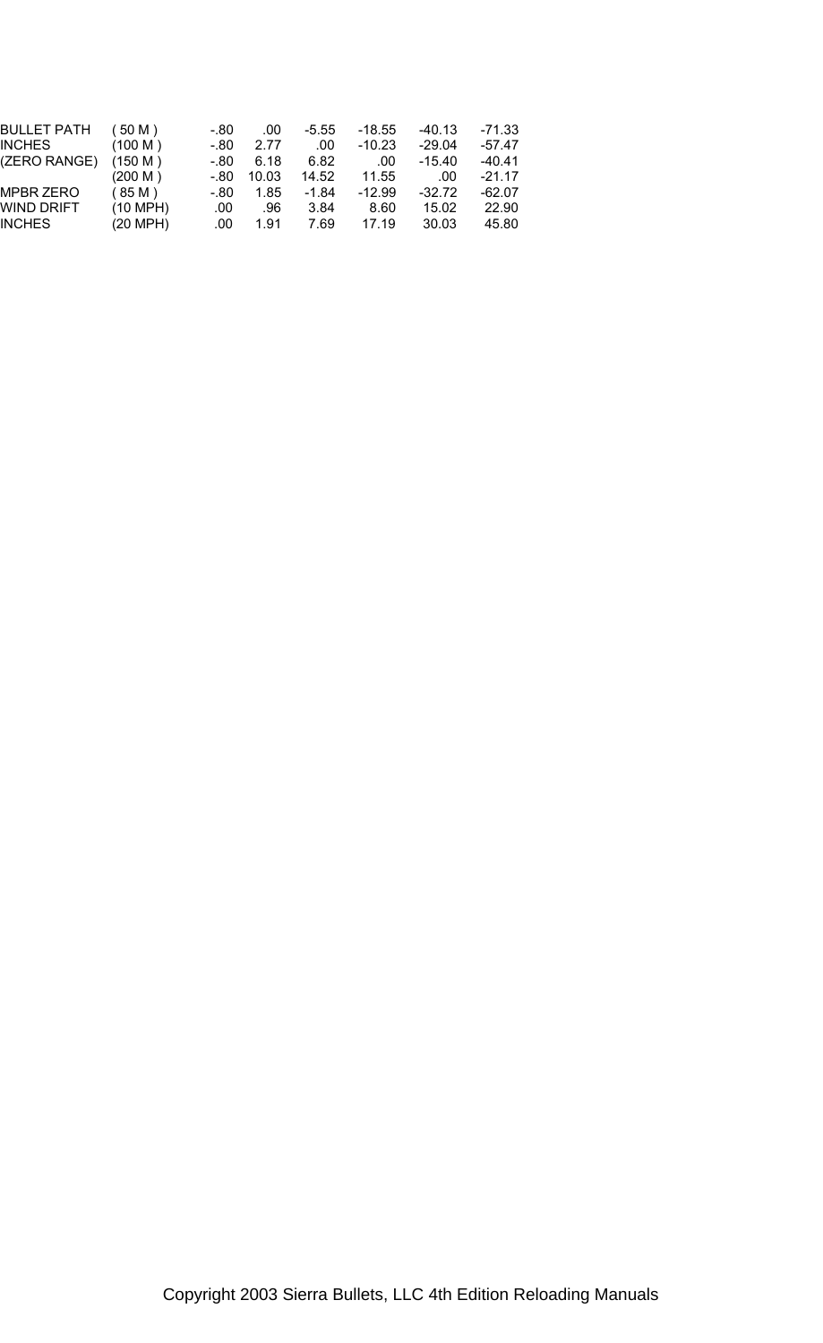| | | | | | | | |
|---|---|---|---|---|---|---|---|
| BULLET PATH | ( 50 M ) | -.80 | .00 | -5.55 | -18.55 | -40.13 | -71.33 |
| INCHES | (100 M ) | -.80 | 2.77 | .00 | -10.23 | -29.04 | -57.47 |
| (ZERO RANGE) | (150 M ) | -.80 | 6.18 | 6.82 | .00 | -15.40 | -40.41 |
| | (200 M ) | -.80 | 10.03 | 14.52 | 11.55 | .00 | -21.17 |
| MPBR ZERO | ( 85 M ) | -.80 | 1.85 | -1.84 | -12.99 | -32.72 | -62.07 |
| WIND DRIFT | (10 MPH) | .00 | .96 | 3.84 | 8.60 | 15.02 | 22.90 |
| INCHES | (20 MPH) | .00 | 1.91 | 7.69 | 17.19 | 30.03 | 45.80 |

Copyright 2003 Sierra Bullets, LLC 4th Edition Reloading Manuals